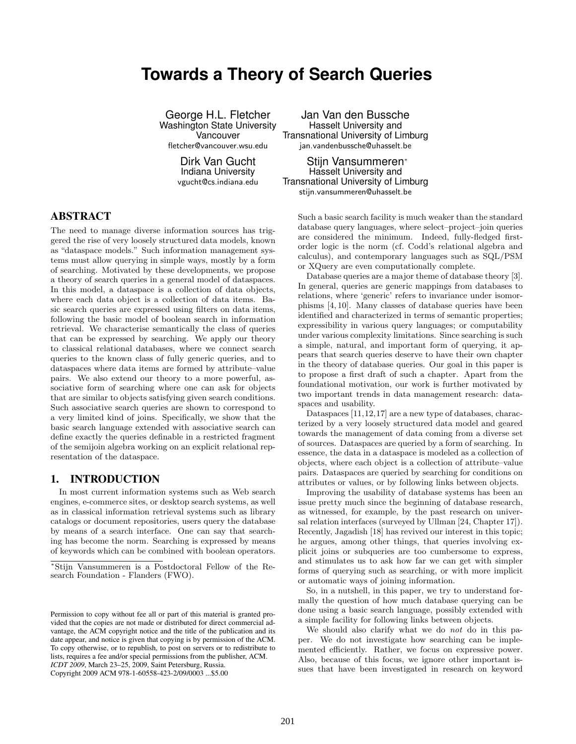# Towards a Theory of Search Queries

George H.L. Fletcher
Washington State University Vancouver
fletcher@vancouver.wsu.edu

Jan Van den Bussche
Hasselt University and Transnational University of Limburg
jan.vandenbussche@uhasselt.be

Dirk Van Gucht
Indiana University
vgucht@cs.indiana.edu

Stijn Vansummeren*
Hasselt University and Transnational University of Limburg
stijn.vansummeren@uhasselt.be

## ABSTRACT

The need to manage diverse information sources has triggered the rise of very loosely structured data models, known as "dataspace models." Such information management systems must allow querying in simple ways, mostly by a form of searching. Motivated by these developments, we propose a theory of search queries in a general model of dataspaces. In this model, a dataspace is a collection of data objects, where each data object is a collection of data items. Basic search queries are expressed using filters on data items, following the basic model of boolean search in information retrieval. We characterise semantically the class of queries that can be expressed by searching. We apply our theory to classical relational databases, where we connect search queries to the known class of fully generic queries, and to dataspaces where data items are formed by attribute–value pairs. We also extend our theory to a more powerful, associative form of searching where one can ask for objects that are similar to objects satisfying given search conditions. Such associative search queries are shown to correspond to a very limited kind of joins. Specifically, we show that the basic search language extended with associative search can define exactly the queries definable in a restricted fragment of the semijoin algebra working on an explicit relational representation of the dataspace.

## 1. INTRODUCTION

In most current information systems such as Web search engines, e-commerce sites, or desktop search systems, as well as in classical information retrieval systems such as library catalogs or document repositories, users query the database by means of a search interface. One can say that searching has become the norm. Searching is expressed by means of keywords which can be combined with boolean operators.

*Stijn Vansummeren is a Postdoctoral Fellow of the Research Foundation - Flanders (FWO).

Permission to copy without fee all or part of this material is granted provided that the copies are not made or distributed for direct commercial advantage, the ACM copyright notice and the title of the publication and its date appear, and notice is given that copying is by permission of the ACM. To copy otherwise, or to republish, to post on servers or to redistribute to lists, requires a fee and/or special permissions from the publisher, ACM.
*ICDT 2009*, March 23–25, 2009, Saint Petersburg, Russia.
Copyright 2009 ACM 978-1-60558-423-2/09/0003 ...$5.00

Such a basic search facility is much weaker than the standard database query languages, where select–project–join queries are considered the minimum. Indeed, fully-fledged first-order logic is the norm (cf. Codd's relational algebra and calculus), and contemporary languages such as SQL/PSM or XQuery are even computationally complete.

Database queries are a major theme of database theory [3]. In general, queries are generic mappings from databases to relations, where 'generic' refers to invariance under isomorphisms [4, 10]. Many classes of database queries have been identified and characterized in terms of semantic properties; expressibility in various query languages; or computability under various complexity limitations. Since searching is such a simple, natural, and important form of querying, it appears that search queries deserve to have their own chapter in the theory of database queries. Our goal in this paper is to propose a first draft of such a chapter. Apart from the foundational motivation, our work is further motivated by two important trends in data management research: dataspaces and usability.

Dataspaces [11,12,17] are a new type of databases, characterized by a very loosely structured data model and geared towards the management of data coming from a diverse set of sources. Dataspaces are queried by a form of searching. In essence, the data in a dataspace is modeled as a collection of objects, where each object is a collection of attribute–value pairs. Dataspaces are queried by searching for conditions on attributes or values, or by following links between objects.

Improving the usability of database systems has been an issue pretty much since the beginning of database research, as witnessed, for example, by the past research on universal relation interfaces (surveyed by Ullman [24, Chapter 17]). Recently, Jagadish [18] has revived our interest in this topic; he argues, among other things, that queries involving explicit joins or subqueries are too cumbersome to express, and stimulates us to ask how far we can get with simpler forms of querying such as searching, or with more implicit or automatic ways of joining information.

So, in a nutshell, in this paper, we try to understand formally the question of how much database querying can be done using a basic search language, possibly extended with a simple facility for following links between objects.

We should also clarify what we do *not* do in this paper. We do not investigate how searching can be implemented efficiently. Rather, we focus on expressive power. Also, because of this focus, we ignore other important issues that have been investigated in research on keyword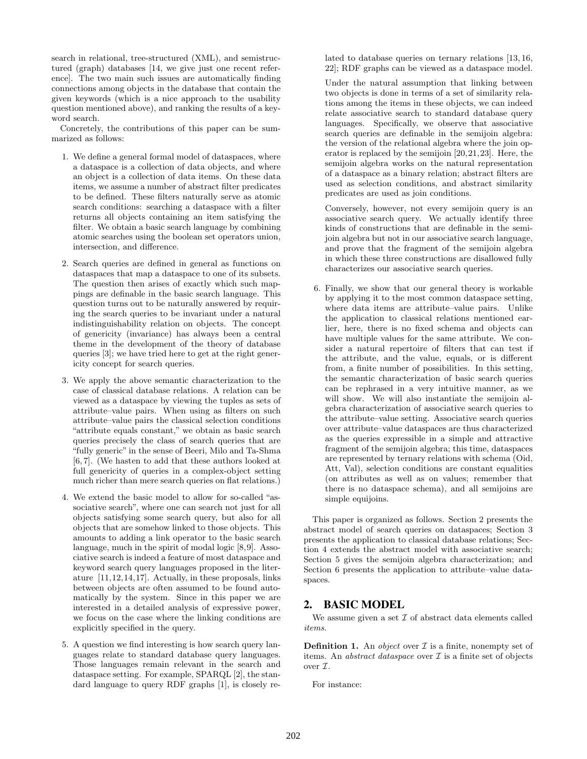search in relational, tree-structured (XML), and semistructured (graph) databases [14, we give just one recent reference]. The two main such issues are automatically finding connections among objects in the database that contain the given keywords (which is a nice approach to the usability question mentioned above), and ranking the results of a keyword search.

Concretely, the contributions of this paper can be summarized as follows:

1. We define a general formal model of dataspaces, where a dataspace is a collection of data objects, and where an object is a collection of data items. On these data items, we assume a number of abstract filter predicates to be defined. These filters naturally serve as atomic search conditions: searching a dataspace with a filter returns all objects containing an item satisfying the filter. We obtain a basic search language by combining atomic searches using the boolean set operators union, intersection, and difference.

2. Search queries are defined in general as functions on dataspaces that map a dataspace to one of its subsets. The question then arises of exactly which such mappings are definable in the basic search language. This question turns out to be naturally answered by requiring the search queries to be invariant under a natural indistinguishability relation on objects. The concept of genericity (invariance) has always been a central theme in the development of the theory of database queries [3]; we have tried here to get at the right genericity concept for search queries.

3. We apply the above semantic characterization to the case of classical database relations. A relation can be viewed as a dataspace by viewing the tuples as sets of attribute–value pairs. When using as filters on such attribute–value pairs the classical selection conditions "attribute equals constant," we obtain as basic search queries precisely the class of search queries that are "fully generic" in the sense of Beeri, Milo and Ta-Shma [6,7]. (We hasten to add that these authors looked at full genericity of queries in a complex-object setting much richer than mere search queries on flat relations.)

4. We extend the basic model to allow for so-called "associative search", where one can search not just for all objects satisfying some search query, but also for all objects that are somehow linked to those objects. This amounts to adding a link operator to the basic search language, much in the spirit of modal logic [8,9]. Associative search is indeed a feature of most dataspace and keyword search query languages proposed in the literature [11,12,14,17]. Actually, in these proposals, links between objects are often assumed to be found automatically by the system. Since in this paper we are interested in a detailed analysis of expressive power, we focus on the case where the linking conditions are explicitly specified in the query.

5. A question we find interesting is how search query languages relate to standard database query languages. Those languages remain relevant in the search and dataspace setting. For example, SPARQL [2], the standard language to query RDF graphs [1], is closely related to database queries on ternary relations [13,16,22]; RDF graphs can be viewed as a dataspace model.

   Under the natural assumption that linking between two objects is done in terms of a set of similarity relations among the items in these objects, we can indeed relate associative search to standard database query languages. Specifically, we observe that associative search queries are definable in the semijoin algebra: the version of the relational algebra where the join operator is replaced by the semijoin [20,21,23]. Here, the semijoin algebra works on the natural representation of a dataspace as a binary relation; abstract filters are used as selection conditions, and abstract similarity predicates are used as join conditions.

   Conversely, however, not every semijoin query is an associative search query. We actually identify three kinds of constructions that are definable in the semijoin algebra but not in our associative search language, and prove that the fragment of the semijoin algebra in which these three constructions are disallowed fully characterizes our associative search queries.

6. Finally, we show that our general theory is workable by applying it to the most common dataspace setting, where data items are attribute–value pairs. Unlike the application to classical relations mentioned earlier, here, there is no fixed schema and objects can have multiple values for the same attribute. We consider a natural repertoire of filters that can test if the attribute, and the value, equals, or is different from, a finite number of possibilities. In this setting, the semantic characterization of basic search queries can be rephrased in a very intuitive manner, as we will show. We will also instantiate the semijoin algebra characterization of associative search queries to the attribute–value setting. Associative search queries over attribute–value dataspaces are thus characterized as the queries expressible in a simple and attractive fragment of the semijoin algebra; this time, dataspaces are represented by ternary relations with schema (Oid, Att, Val), selection conditions are constant equalities (on attributes as well as on values; remember that there is no dataspace schema), and all semijoins are simple equijoins.

This paper is organized as follows. Section 2 presents the abstract model of search queries on dataspaces; Section 3 presents the application to classical database relations; Section 4 extends the abstract model with associative search; Section 5 gives the semijoin algebra characterization; and Section 6 presents the application to attribute–value dataspaces.

## 2. BASIC MODEL

We assume given a set $\mathcal{I}$ of abstract data elements called *items*.

**Definition 1.** An *object* over $\mathcal{I}$ is a finite, nonempty set of items. An *abstract dataspace* over $\mathcal{I}$ is a finite set of objects over $\mathcal{I}$.

For instance: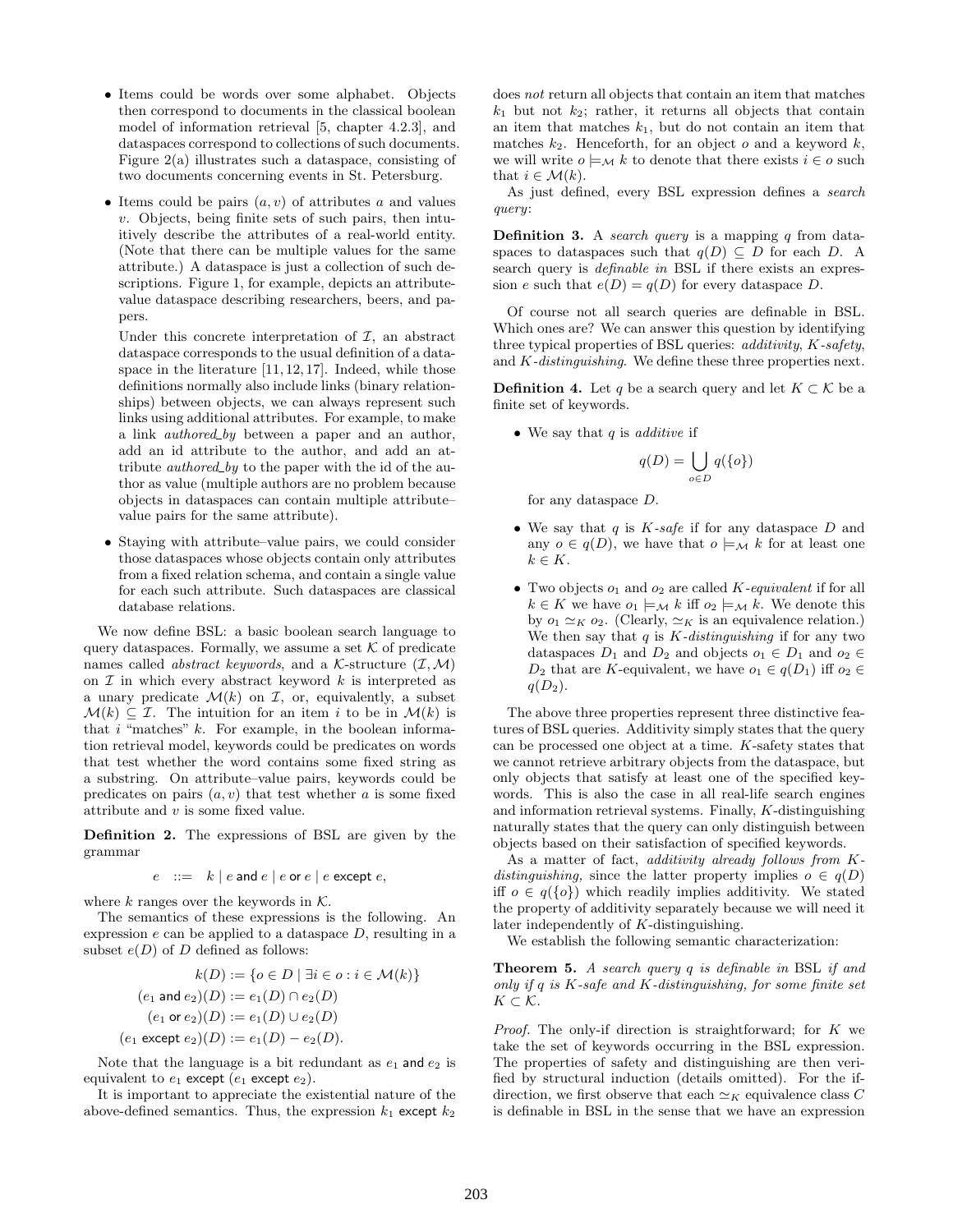- Items could be words over some alphabet. Objects then correspond to documents in the classical boolean model of information retrieval [5, chapter 4.2.3], and dataspaces correspond to collections of such documents. Figure 2(a) illustrates such a dataspace, consisting of two documents concerning events in St. Petersburg.

- Items could be pairs $(a, v)$ of attributes $a$ and values $v$. Objects, being finite sets of such pairs, then intuitively describe the attributes of a real-world entity. (Note that there can be multiple values for the same attribute.) A dataspace is just a collection of such descriptions. Figure 1, for example, depicts an attribute-value dataspace describing researchers, beers, and papers.

  Under this concrete interpretation of $\mathcal{I}$, an abstract dataspace corresponds to the usual definition of a dataspace in the literature [11, 12, 17]. Indeed, while those definitions normally also include links (binary relationships) between objects, we can always represent such links using additional attributes. For example, to make a link *authored_by* between a paper and an author, add an id attribute to the author, and add an attribute *authored_by* to the paper with the id of the author as value (multiple authors are no problem because objects in dataspaces can contain multiple attribute–value pairs for the same attribute).

- Staying with attribute–value pairs, we could consider those dataspaces whose objects contain only attributes from a fixed relation schema, and contain a single value for each such attribute. Such dataspaces are classical database relations.

We now define BSL: a basic boolean search language to query dataspaces. Formally, we assume a set $\mathcal{K}$ of predicate names called *abstract keywords*, and a $\mathcal{K}$-structure $(\mathcal{I}, \mathcal{M})$ on $\mathcal{I}$ in which every abstract keyword $k$ is interpreted as a unary predicate $\mathcal{M}(k)$ on $\mathcal{I}$, or, equivalently, a subset $\mathcal{M}(k) \subseteq \mathcal{I}$. The intuition for an item $i$ to be in $\mathcal{M}(k)$ is that $i$ "matches" $k$. For example, in the boolean information retrieval model, keywords could be predicates on words that test whether the word contains some fixed string as a substring. On attribute–value pairs, keywords could be predicates on pairs $(a, v)$ that test whether $a$ is some fixed attribute and $v$ is some fixed value.

**Definition 2.** The expressions of BSL are given by the grammar

$$e \ ::= \ k \mid e \ \mathsf{and} \ e \mid e \ \mathsf{or} \ e \mid e \ \mathsf{except} \ e,$$

where $k$ ranges over the keywords in $\mathcal{K}$.

The semantics of these expressions is the following. An expression $e$ can be applied to a dataspace $D$, resulting in a subset $e(D)$ of $D$ defined as follows:

$$k(D) := \{o \in D \mid \exists i \in o : i \in \mathcal{M}(k)\}$$
$$(e_1 \ \mathsf{and} \ e_2)(D) := e_1(D) \cap e_2(D)$$
$$(e_1 \ \mathsf{or} \ e_2)(D) := e_1(D) \cup e_2(D)$$
$$(e_1 \ \mathsf{except} \ e_2)(D) := e_1(D) - e_2(D).$$

Note that the language is a bit redundant as $e_1$ and $e_2$ is equivalent to $e_1$ except ($e_1$ except $e_2$).

It is important to appreciate the existential nature of the above-defined semantics. Thus, the expression $k_1$ except $k_2$ does *not* return all objects that contain an item that matches $k_1$ but not $k_2$; rather, it returns all objects that contain an item that matches $k_1$, but do not contain an item that matches $k_2$. Henceforth, for an object $o$ and a keyword $k$, we will write $o \models_{\mathcal{M}} k$ to denote that there exists $i \in o$ such that $i \in \mathcal{M}(k)$.

As just defined, every BSL expression defines a *search query*:

**Definition 3.** A *search query* is a mapping $q$ from dataspaces to dataspaces such that $q(D) \subseteq D$ for each $D$. A search query is *definable in* BSL if there exists an expression $e$ such that $e(D) = q(D)$ for every dataspace $D$.

Of course not all search queries are definable in BSL. Which ones are? We can answer this question by identifying three typical properties of BSL queries: *additivity*, *K-safety*, and *K-distinguishing*. We define these three properties next.

**Definition 4.** Let $q$ be a search query and let $K \subset \mathcal{K}$ be a finite set of keywords.

- We say that $q$ is *additive* if

$$q(D) = \bigcup_{o \in D} q(\{o\})$$

  for any dataspace $D$.

- We say that $q$ is *$K$-safe* if for any dataspace $D$ and any $o \in q(D)$, we have that $o \models_{\mathcal{M}} k$ for at least one $k \in K$.

- Two objects $o_1$ and $o_2$ are called *$K$-equivalent* if for all $k \in K$ we have $o_1 \models_{\mathcal{M}} k$ iff $o_2 \models_{\mathcal{M}} k$. We denote this by $o_1 \simeq_K o_2$. (Clearly, $\simeq_K$ is an equivalence relation.) We then say that $q$ is *$K$-distinguishing* if for any two dataspaces $D_1$ and $D_2$ and objects $o_1 \in D_1$ and $o_2 \in D_2$ that are $K$-equivalent, we have $o_1 \in q(D_1)$ iff $o_2 \in q(D_2)$.

The above three properties represent three distinctive features of BSL queries. Additivity simply states that the query can be processed one object at a time. $K$-safety states that we cannot retrieve arbitrary objects from the dataspace, but only objects that satisfy at least one of the specified keywords. This is also the case in all real-life search engines and information retrieval systems. Finally, $K$-distinguishing naturally states that the query can only distinguish between objects based on their satisfaction of specified keywords.

As a matter of fact, *additivity already follows from $K$-distinguishing,* since the latter property implies $o \in q(D)$ iff $o \in q(\{o\})$ which readily implies additivity. We stated the property of additivity separately because we will need it later independently of $K$-distinguishing.

We establish the following semantic characterization:

**Theorem 5.** *A search query $q$ is definable in* BSL *if and only if $q$ is $K$-safe and $K$-distinguishing, for some finite set $K \subset \mathcal{K}$.*

*Proof.* The only-if direction is straightforward; for $K$ we take the set of keywords occurring in the BSL expression. The properties of safety and distinguishing are then verified by structural induction (details omitted). For the if-direction, we first observe that each $\simeq_K$ equivalence class $C$ is definable in BSL in the sense that we have an expression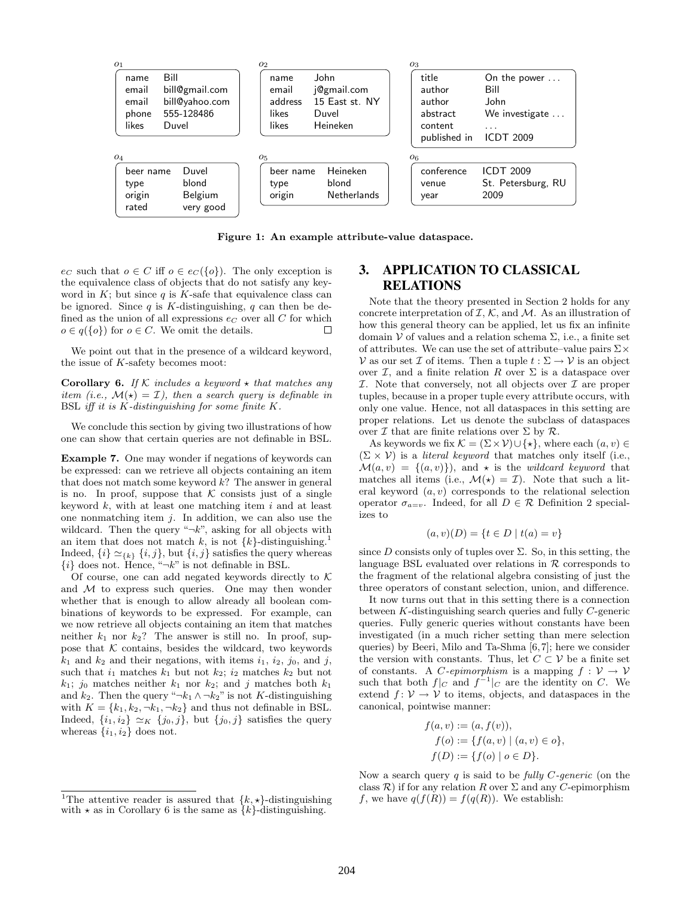$o_1$

| | |
|---|---|
| name | Bill |
| email | bill@gmail.com |
| email | bill@yahoo.com |
| phone | 555-128486 |
| likes | Duvel |

$o_2$

| | |
|---|---|
| name | John |
| email | j@gmail.com |
| address | 15 East st. NY |
| likes | Duvel |
| likes | Heineken |

$o_3$

| | |
|---|---|
| title | On the power ... |
| author | Bill |
| author | John |
| abstract | We investigate ... |
| content | ... |
| published in | ICDT 2009 |

$o_4$

| | |
|---|---|
| beer name | Duvel |
| type | blond |
| origin | Belgium |
| rated | very good |

$o_5$

| | |
|---|---|
| beer name | Heineken |
| type | blond |
| origin | Netherlands |

$o_6$

| | |
|---|---|
| conference | ICDT 2009 |
| venue | St. Petersburg, RU |
| year | 2009 |

**Figure 1: An example attribute-value dataspace.**

$e_C$ such that $o \in C$ iff $o \in e_C(\{o\})$. The only exception is the equivalence class of objects that do not satisfy any keyword in $K$; but since $q$ is $K$-safe that equivalence class can be ignored. Since $q$ is $K$-distinguishing, $q$ can then be defined as the union of all expressions $e_C$ over all $C$ for which $o \in q(\{o\})$ for $o \in C$. We omit the details. □

We point out that in the presence of a wildcard keyword, the issue of $K$-safety becomes moot:

**Corollary 6.** *If $\mathcal{K}$ includes a keyword $\star$ that matches any item (i.e., $\mathcal{M}(\star) = \mathcal{I}$), then a search query is definable in* BSL *iff it is $K$-distinguishing for some finite $K$.*

We conclude this section by giving two illustrations of how one can show that certain queries are not definable in BSL.

**Example 7.** One may wonder if negations of keywords can be expressed: can we retrieve all objects containing an item that does not match some keyword $k$? The answer in general is no. In proof, suppose that $\mathcal{K}$ consists just of a single keyword $k$, with at least one matching item $i$ and at least one nonmatching item $j$. In addition, we can also use the wildcard. Then the query "$\neg k$", asking for all objects with an item that does not match $k$, is not $\{k\}$-distinguishing.[1] Indeed, $\{i\} \simeq_{\{k\}} \{i, j\}$, but $\{i, j\}$ satisfies the query whereas $\{i\}$ does not. Hence, "$\neg k$" is not definable in BSL.

Of course, one can add negated keywords directly to $\mathcal{K}$ and $\mathcal{M}$ to express such queries. One may then wonder whether that is enough to allow already all boolean combinations of keywords to be expressed. For example, can we now retrieve all objects containing an item that matches neither $k_1$ nor $k_2$? The answer is still no. In proof, suppose that $\mathcal{K}$ contains, besides the wildcard, two keywords $k_1$ and $k_2$ and their negations, with items $i_1$, $i_2$, $j_0$, and $j$, such that $i_1$ matches $k_1$ but not $k_2$; $i_2$ matches $k_2$ but not $k_1$; $j_0$ matches neither $k_1$ nor $k_2$; and $j$ matches both $k_1$ and $k_2$. Then the query "$\neg k_1 \wedge \neg k_2$" is not $K$-distinguishing with $K = \{k_1, k_2, \neg k_1, \neg k_2\}$ and thus not definable in BSL. Indeed, $\{i_1, i_2\} \simeq_K \{j_0, j\}$, but $\{j_0, j\}$ satisfies the query whereas $\{i_1, i_2\}$ does not.

[1] The attentive reader is assured that $\{k, \star\}$-distinguishing with $\star$ as in Corollary 6 is the same as $\{k\}$-distinguishing.

## 3. APPLICATION TO CLASSICAL RELATIONS

Note that the theory presented in Section 2 holds for any concrete interpretation of $\mathcal{I}$, $\mathcal{K}$, and $\mathcal{M}$. As an illustration of how this general theory can be applied, let us fix an infinite domain $\mathcal{V}$ of values and a relation schema $\Sigma$, i.e., a finite set of attributes. We can use the set of attribute–value pairs $\Sigma \times \mathcal{V}$ as our set $\mathcal{I}$ of items. Then a tuple $t : \Sigma \to \mathcal{V}$ is an object over $\mathcal{I}$, and a finite relation $R$ over $\Sigma$ is a dataspace over $\mathcal{I}$. Note that conversely, not all objects over $\mathcal{I}$ are proper tuples, because in a proper tuple every attribute occurs, with only one value. Hence, not all dataspaces in this setting are proper relations. Let us denote the subclass of dataspaces over $\mathcal{I}$ that are finite relations over $\Sigma$ by $\mathcal{R}$.

As keywords we fix $\mathcal{K} = (\Sigma \times \mathcal{V}) \cup \{\star\}$, where each $(a, v) \in (\Sigma \times \mathcal{V})$ is a *literal keyword* that matches only itself (i.e., $\mathcal{M}(a, v) = \{(a, v)\}$), and $\star$ is the *wildcard keyword* that matches all items (i.e., $\mathcal{M}(\star) = \mathcal{I}$). Note that such a literal keyword $(a, v)$ corresponds to the relational selection operator $\sigma_{a=v}$. Indeed, for all $D \in \mathcal{R}$ Definition 2 specializes to

$$(a, v)(D) = \{t \in D \mid t(a) = v\}$$

since $D$ consists only of tuples over $\Sigma$. So, in this setting, the language BSL evaluated over relations in $\mathcal{R}$ corresponds to the fragment of the relational algebra consisting of just the three operators of constant selection, union, and difference.

It now turns out that in this setting there is a connection between $K$-distinguishing search queries and fully $C$-generic queries. Fully generic queries without constants have been investigated (in a much richer setting than mere selection queries) by Beeri, Milo and Ta-Shma [6,7]; here we consider the version with constants. Thus, let $C \subset \mathcal{V}$ be a finite set of constants. A *$C$-epimorphism* is a mapping $f : \mathcal{V} \to \mathcal{V}$ such that both $f|_C$ and $f^{-1}|_C$ are the identity on $C$. We extend $f : \mathcal{V} \to \mathcal{V}$ to items, objects, and dataspaces in the canonical, pointwise manner:

$$f(a, v) := (a, f(v)),$$
$$f(o) := \{f(a, v) \mid (a, v) \in o\},$$
$$f(D) := \{f(o) \mid o \in D\}.$$

Now a search query $q$ is said to be *fully $C$-generic* (on the class $\mathcal{R}$) if for any relation $R$ over $\Sigma$ and any $C$-epimorphism $f$, we have $q(f(R)) = f(q(R))$. We establish: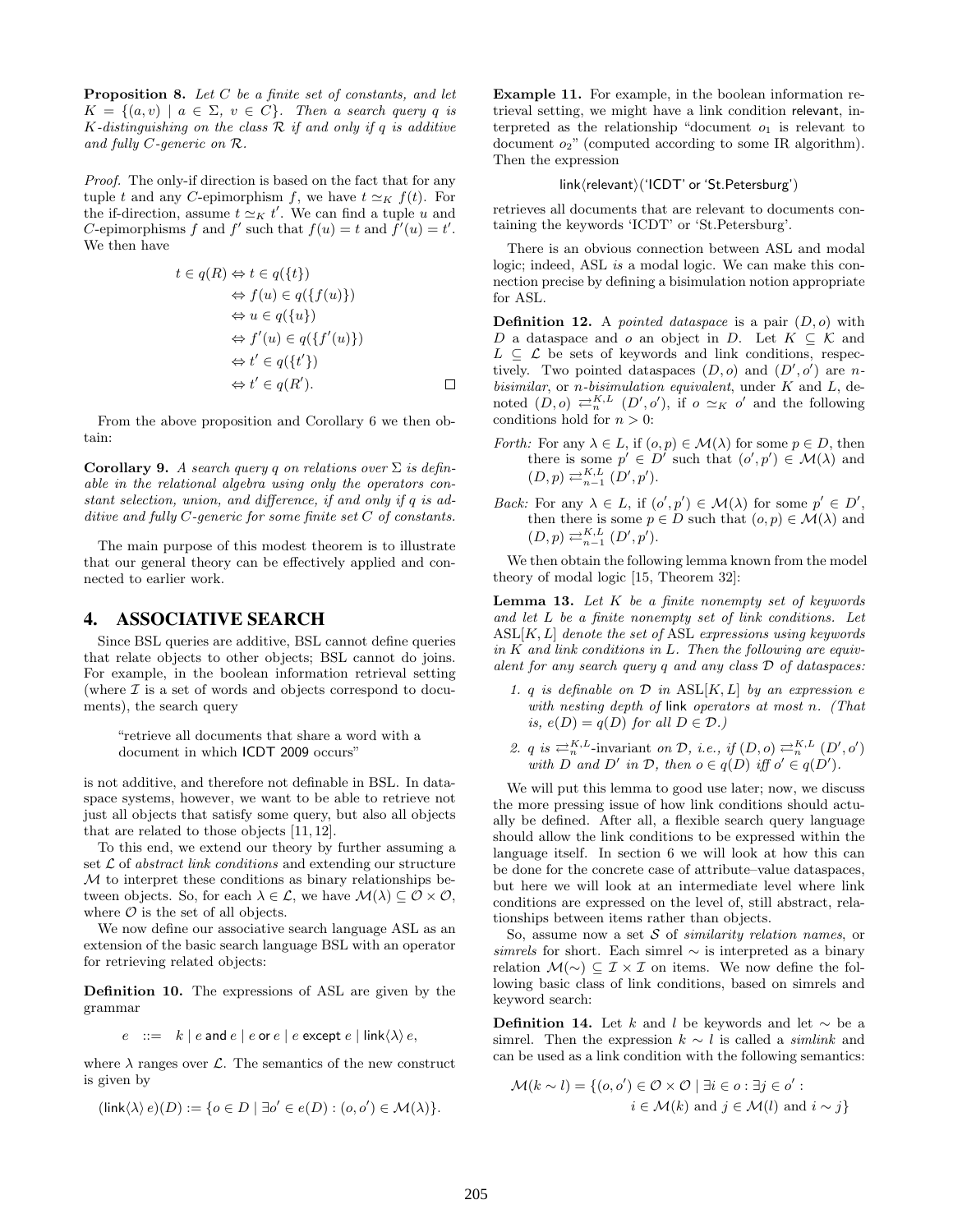**Proposition 8.** *Let $C$ be a finite set of constants, and let $K = \{(a, v) \mid a \in \Sigma,\ v \in C\}$. Then a search query $q$ is $K$-distinguishing on the class $\mathcal{R}$ if and only if $q$ is additive and fully $C$-generic on $\mathcal{R}$.*

*Proof.* The only-if direction is based on the fact that for any tuple $t$ and any $C$-epimorphism $f$, we have $t \simeq_K f(t)$. For the if-direction, assume $t \simeq_K t'$. We can find a tuple $u$ and $C$-epimorphisms $f$ and $f'$ such that $f(u) = t$ and $f'(u) = t'$. We then have

$$
\begin{aligned}
t \in q(R) &\Leftrightarrow t \in q(\{t\}) \\
&\Leftrightarrow f(u) \in q(\{f(u)\}) \\
&\Leftrightarrow u \in q(\{u\}) \\
&\Leftrightarrow f'(u) \in q(\{f'(u)\}) \\
&\Leftrightarrow t' \in q(\{t'\}) \\
&\Leftrightarrow t' \in q(R'). \qquad \square
\end{aligned}
$$

From the above proposition and Corollary 6 we then obtain:

**Corollary 9.** *A search query $q$ on relations over $\Sigma$ is definable in the relational algebra using only the operators constant selection, union, and difference, if and only if $q$ is additive and fully $C$-generic for some finite set $C$ of constants.*

The main purpose of this modest theorem is to illustrate that our general theory can be effectively applied and connected to earlier work.

# 4. ASSOCIATIVE SEARCH

Since BSL queries are additive, BSL cannot define queries that relate objects to other objects; BSL cannot do joins. For example, in the boolean information retrieval setting (where $\mathcal{I}$ is a set of words and objects correspond to documents), the search query

> "retrieve all documents that share a word with a document in which ICDT 2009 occurs"

is not additive, and therefore not definable in BSL. In dataspace systems, however, we want to be able to retrieve not just all objects that satisfy some query, but also all objects that are related to those objects [11, 12].

To this end, we extend our theory by further assuming a set $\mathcal{L}$ of *abstract link conditions* and extending our structure $\mathcal{M}$ to interpret these conditions as binary relationships between objects. So, for each $\lambda \in \mathcal{L}$, we have $\mathcal{M}(\lambda) \subseteq \mathcal{O} \times \mathcal{O}$, where $\mathcal{O}$ is the set of all objects.

We now define our associative search language ASL as an extension of the basic search language BSL with an operator for retrieving related objects:

**Definition 10.** The expressions of ASL are given by the grammar

$$e \quad ::= \quad k \mid e \text{ and } e \mid e \text{ or } e \mid e \text{ except } e \mid \text{link}\langle\lambda\rangle\, e,$$

where $\lambda$ ranges over $\mathcal{L}$. The semantics of the new construct is given by

$$(\text{link}\langle\lambda\rangle\, e)(D) := \{o \in D \mid \exists o' \in e(D) : (o, o') \in \mathcal{M}(\lambda)\}.$$

**Example 11.** For example, in the boolean information retrieval setting, we might have a link condition relevant, interpreted as the relationship "document $o_1$ is relevant to document $o_2$" (computed according to some IR algorithm). Then the expression

$$\text{link}\langle\text{relevant}\rangle(\text{'ICDT' or 'St.Petersburg'})$$

retrieves all documents that are relevant to documents containing the keywords 'ICDT' or 'St.Petersburg'.

There is an obvious connection between ASL and modal logic; indeed, ASL *is* a modal logic. We can make this connection precise by defining a bisimulation notion appropriate for ASL.

**Definition 12.** A *pointed dataspace* is a pair $(D, o)$ with $D$ a dataspace and $o$ an object in $D$. Let $K \subseteq \mathcal{K}$ and $L \subseteq \mathcal{L}$ be sets of keywords and link conditions, respectively. Two pointed dataspaces $(D, o)$ and $(D', o')$ are *$n$-bisimilar*, or *$n$-bisimulation equivalent*, under $K$ and $L$, denoted $(D, o) \rightleftarrows_n^{K,L} (D', o')$, if $o \simeq_K o'$ and the following conditions hold for $n > 0$:

*Forth:* For any $\lambda \in L$, if $(o, p) \in \mathcal{M}(\lambda)$ for some $p \in D$, then there is some $p' \in D'$ such that $(o', p') \in \mathcal{M}(\lambda)$ and $(D, p) \rightleftarrows_{n-1}^{K,L} (D', p')$.

*Back:* For any $\lambda \in L$, if $(o', p') \in \mathcal{M}(\lambda)$ for some $p' \in D'$, then there is some $p \in D$ such that $(o, p) \in \mathcal{M}(\lambda)$ and $(D, p) \rightleftarrows_{n-1}^{K,L} (D', p')$.

We then obtain the following lemma known from the model theory of modal logic [15, Theorem 32]:

**Lemma 13.** *Let $K$ be a finite nonempty set of keywords and let $L$ be a finite nonempty set of link conditions. Let $\text{ASL}[K, L]$ denote the set of ASL expressions using keywords in $K$ and link conditions in $L$. Then the following are equivalent for any search query $q$ and any class $\mathcal{D}$ of dataspaces:*

1. *$q$ is definable on $\mathcal{D}$ in $\text{ASL}[K, L]$ by an expression $e$ with nesting depth of link operators at most $n$. (That is, $e(D) = q(D)$ for all $D \in \mathcal{D}$.)*
2. *$q$ is $\rightleftarrows_n^{K,L}$-invariant on $\mathcal{D}$, i.e., if $(D, o) \rightleftarrows_n^{K,L} (D', o')$ with $D$ and $D'$ in $\mathcal{D}$, then $o \in q(D)$ iff $o' \in q(D')$.*

We will put this lemma to good use later; now, we discuss the more pressing issue of how link conditions should actually be defined. After all, a flexible search query language should allow the link conditions to be expressed within the language itself. In section 6 we will look at how this can be done for the concrete case of attribute–value dataspaces, but here we will look at an intermediate level where link conditions are expressed on the level of, still abstract, relationships between items rather than objects.

So, assume now a set $\mathcal{S}$ of *similarity relation names*, or *simrels* for short. Each simrel $\sim$ is interpreted as a binary relation $\mathcal{M}(\sim) \subseteq \mathcal{I} \times \mathcal{I}$ on items. We now define the following basic class of link conditions, based on simrels and keyword search:

**Definition 14.** Let $k$ and $l$ be keywords and let $\sim$ be a simrel. Then the expression $k \sim l$ is called a *simlink* and can be used as a link condition with the following semantics:

$$
\begin{aligned}
\mathcal{M}(k \sim l) = \{(o, o') \in \mathcal{O} \times \mathcal{O} \mid \exists i \in o : \exists j \in o' :\\
i \in \mathcal{M}(k) \text{ and } j \in \mathcal{M}(l) \text{ and } i \sim j\}
\end{aligned}
$$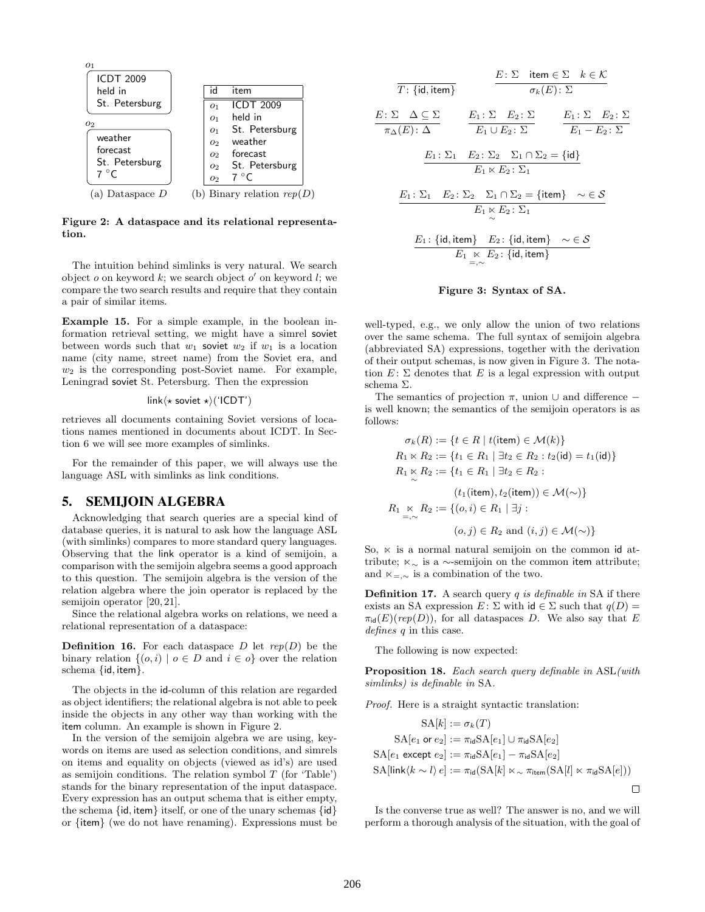$o_1$

| ICDT 2009 |
|---|
| held in |
| St. Petersburg |

$o_2$

| weather |
|---|
| forecast |
| St. Petersburg |
| 7 °C |

(a) Dataspace $D$

| id | item |
|---|---|
| $o_1$ | ICDT 2009 |
| $o_1$ | held in |
| $o_1$ | St. Petersburg |
| $o_2$ | weather |
| $o_2$ | forecast |
| $o_2$ | St. Petersburg |
| $o_2$ | 7 °C |

(b) Binary relation $rep(D)$

**Figure 2: A dataspace and its relational representation.**

The intuition behind simlinks is very natural. We search object $o$ on keyword $k$; we search object $o'$ on keyword $l$; we compare the two search results and require that they contain a pair of similar items.

**Example 15.** For a simple example, in the boolean information retrieval setting, we might have a simrel soviet between words such that $w_1$ soviet $w_2$ if $w_1$ is a location name (city name, street name) from the Soviet era, and $w_2$ is the corresponding post-Soviet name. For example, Leningrad soviet St. Petersburg. Then the expression

$$\mathsf{link}\langle\star\ \mathsf{soviet}\ \star\rangle(\text{'ICDT'})$$

retrieves all documents containing Soviet versions of locations names mentioned in documents about ICDT. In Section 6 we will see more examples of simlinks.

For the remainder of this paper, we will always use the language ASL with simlinks as link conditions.

## 5. SEMIJOIN ALGEBRA

Acknowledging that search queries are a special kind of database queries, it is natural to ask how the language ASL (with simlinks) compares to more standard query languages. Observing that the link operator is a kind of semijoin, a comparison with the semijoin algebra seems a good approach to this question. The semijoin algebra is the version of the relation algebra where the join operator is replaced by the semijoin operator [20, 21].

Since the relational algebra works on relations, we need a relational representation of a dataspace:

**Definition 16.** For each dataspace $D$ let $rep(D)$ be the binary relation $\{(o, i) \mid o \in D \text{ and } i \in o\}$ over the relation schema $\{\mathsf{id}, \mathsf{item}\}$.

The objects in the id-column of this relation are regarded as object identifiers; the relational algebra is not able to peek inside the objects in any other way than working with the item column. An example is shown in Figure 2.

In the version of the semijoin algebra we are using, keywords on items are used as selection conditions, and simrels on items and equality on objects (viewed as id's) are used as semijoin conditions. The relation symbol $T$ (for 'Table') stands for the binary representation of the input dataspace. Every expression has an output schema that is either empty, the schema $\{\mathsf{id}, \mathsf{item}\}$ itself, or one of the unary schemas $\{\mathsf{id}\}$ or $\{\mathsf{item}\}$ (we do not have renaming). Expressions must be

$$\frac{}{T\colon \{\mathsf{id},\mathsf{item}\}} \qquad \frac{E\colon \Sigma \quad \mathsf{item}\in\Sigma \quad k\in\mathcal{K}}{\sigma_k(E)\colon \Sigma}$$

$$\frac{E\colon \Sigma \quad \Delta\subseteq\Sigma}{\pi_\Delta(E)\colon \Delta} \qquad \frac{E_1\colon \Sigma \quad E_2\colon \Sigma}{E_1\cup E_2\colon \Sigma} \qquad \frac{E_1\colon \Sigma \quad E_2\colon \Sigma}{E_1 - E_2\colon \Sigma}$$

$$\frac{E_1\colon \Sigma_1 \quad E_2\colon \Sigma_2 \quad \Sigma_1\cap\Sigma_2=\{\mathsf{id}\}}{E_1 \ltimes E_2\colon \Sigma_1}$$

$$\frac{E_1\colon \Sigma_1 \quad E_2\colon \Sigma_2 \quad \Sigma_1\cap\Sigma_2=\{\mathsf{item}\} \quad \sim\in\mathcal{S}}{E_1 \ltimes_{\sim} E_2\colon \Sigma_1}$$

$$\frac{E_1\colon \{\mathsf{id},\mathsf{item}\} \quad E_2\colon \{\mathsf{id},\mathsf{item}\} \quad \sim\in\mathcal{S}}{E_1 \ltimes_{=,\sim} E_2\colon \{\mathsf{id},\mathsf{item}\}}$$

**Figure 3: Syntax of SA.**

well-typed, e.g., we only allow the union of two relations over the same schema. The full syntax of semijoin algebra (abbreviated SA) expressions, together with the derivation of their output schemas, is now given in Figure 3. The notation $E\colon \Sigma$ denotes that $E$ is a legal expression with output schema $\Sigma$.

The semantics of projection $\pi$, union $\cup$ and difference $-$ is well known; the semantics of the semijoin operators is as follows:

$$\begin{aligned}
\sigma_k(R) &:= \{t \in R \mid t(\mathsf{item}) \in \mathcal{M}(k)\}\\
R_1 \ltimes R_2 &:= \{t_1 \in R_1 \mid \exists t_2 \in R_2 : t_2(\mathsf{id}) = t_1(\mathsf{id})\}\\
R_1 \ltimes_{\sim} R_2 &:= \{t_1 \in R_1 \mid \exists t_2 \in R_2 :\\
&\qquad (t_1(\mathsf{item}), t_2(\mathsf{item})) \in \mathcal{M}(\sim)\}\\
R_1 \ltimes_{=,\sim} R_2 &:= \{(o, i) \in R_1 \mid \exists j :\\
&\qquad (o, j) \in R_2 \text{ and } (i, j) \in \mathcal{M}(\sim)\}
\end{aligned}$$

So, $\ltimes$ is a normal natural semijoin on the common id attribute; $\ltimes_{\sim}$ is a $\sim$-semijoin on the common item attribute; and $\ltimes_{=,\sim}$ is a combination of the two.

**Definition 17.** A search query $q$ *is definable in* SA if there exists an SA expression $E\colon \Sigma$ with $\mathsf{id} \in \Sigma$ such that $q(D) = \pi_{\mathsf{id}}(E)(rep(D))$, for all dataspaces $D$. We also say that $E$ *defines* $q$ in this case.

The following is now expected:

**Proposition 18.** *Each search query definable in* ASL*(with simlinks) is definable in* SA.

*Proof.* Here is a straight syntactic translation:

$$\begin{aligned}
\mathrm{SA}[k] &:= \sigma_k(T)\\
\mathrm{SA}[e_1 \text{ or } e_2] &:= \pi_{\mathsf{id}}\mathrm{SA}[e_1] \cup \pi_{\mathsf{id}}\mathrm{SA}[e_2]\\
\mathrm{SA}[e_1 \text{ except } e_2] &:= \pi_{\mathsf{id}}\mathrm{SA}[e_1] - \pi_{\mathsf{id}}\mathrm{SA}[e_2]\\
\mathrm{SA}[\mathsf{link}\langle k \sim l\rangle\, e] &:= \pi_{\mathsf{id}}(\mathrm{SA}[k] \ltimes_{\sim} \pi_{\mathsf{item}}(\mathrm{SA}[l] \ltimes \pi_{\mathsf{id}}\mathrm{SA}[e]))
\end{aligned}$$

□

Is the converse true as well? The answer is no, and we will perform a thorough analysis of the situation, with the goal of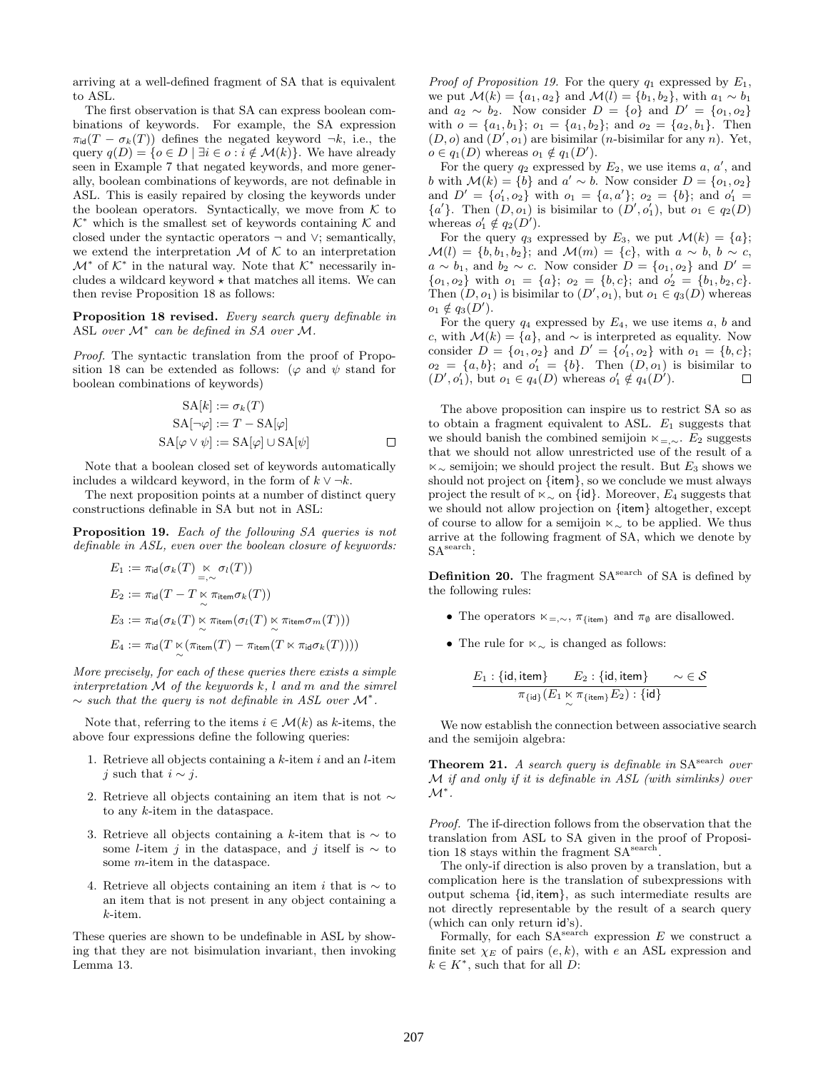arriving at a well-defined fragment of SA that is equivalent to ASL.

The first observation is that SA can express boolean combinations of keywords. For example, the SA expression $\pi_{\mathsf{id}}(T - \sigma_k(T))$ defines the negated keyword $\neg k$, i.e., the query $q(D) = \{o \in D \mid \exists i \in o : i \notin \mathcal{M}(k)\}$. We have already seen in Example 7 that negated keywords, and more generally, boolean combinations of keywords, are not definable in ASL. This is easily repaired by closing the keywords under the boolean operators. Syntactically, we move from $\mathcal{K}$ to $\mathcal{K}^*$ which is the smallest set of keywords containing $\mathcal{K}$ and closed under the syntactic operators $\neg$ and $\vee$; semantically, we extend the interpretation $\mathcal{M}$ of $\mathcal{K}$ to an interpretation $\mathcal{M}^*$ of $\mathcal{K}^*$ in the natural way. Note that $\mathcal{K}^*$ necessarily includes a wildcard keyword $\star$ that matches all items. We can then revise Proposition 18 as follows:

**Proposition 18 revised.** *Every search query definable in* ASL *over* $\mathcal{M}^*$ *can be defined in SA over* $\mathcal{M}$.

*Proof.* The syntactic translation from the proof of Proposition 18 can be extended as follows: ($\varphi$ and $\psi$ stand for boolean combinations of keywords)

$$\mathrm{SA}[k] := \sigma_k(T)$$
$$\mathrm{SA}[\neg\varphi] := T - \mathrm{SA}[\varphi]$$
$$\mathrm{SA}[\varphi \vee \psi] := \mathrm{SA}[\varphi] \cup \mathrm{SA}[\psi]$$
□

Note that a boolean closed set of keywords automatically includes a wildcard keyword, in the form of $k \vee \neg k$.

The next proposition points at a number of distinct query constructions definable in SA but not in ASL:

**Proposition 19.** *Each of the following SA queries is not definable in ASL, even over the boolean closure of keywords:*

$$E_1 := \pi_{\mathsf{id}}(\sigma_k(T) \ltimes_{=,\sim} \sigma_l(T))$$
$$E_2 := \pi_{\mathsf{id}}(T - T \ltimes_{\sim} \pi_{\mathsf{item}}\sigma_k(T))$$
$$E_3 := \pi_{\mathsf{id}}(\sigma_k(T) \ltimes_{\sim} \pi_{\mathsf{item}}(\sigma_l(T) \ltimes_{\sim} \pi_{\mathsf{item}}\sigma_m(T)))$$
$$E_4 := \pi_{\mathsf{id}}(T \ltimes_{\sim} (\pi_{\mathsf{item}}(T) - \pi_{\mathsf{item}}(T \ltimes \pi_{\mathsf{id}}\sigma_k(T))))$$

*More precisely, for each of these queries there exists a simple interpretation* $\mathcal{M}$ *of the keywords* $k$, $l$ *and* $m$ *and the simrel* $\sim$ *such that the query is not definable in ASL over* $\mathcal{M}^*$.

Note that, referring to the items $i \in \mathcal{M}(k)$ as $k$-items, the above four expressions define the following queries:

1. Retrieve all objects containing a $k$-item $i$ and an $l$-item $j$ such that $i \sim j$.
2. Retrieve all objects containing an item that is not $\sim$ to any $k$-item in the dataspace.
3. Retrieve all objects containing a $k$-item that is $\sim$ to some $l$-item $j$ in the dataspace, and $j$ itself is $\sim$ to some $m$-item in the dataspace.
4. Retrieve all objects containing an item $i$ that is $\sim$ to an item that is not present in any object containing a $k$-item.

These queries are shown to be undefinable in ASL by showing that they are not bisimulation invariant, then invoking Lemma 13.

*Proof of Proposition 19.* For the query $q_1$ expressed by $E_1$, we put $\mathcal{M}(k) = \{a_1, a_2\}$ and $\mathcal{M}(l) = \{b_1, b_2\}$, with $a_1 \sim b_1$ and $a_2 \sim b_2$. Now consider $D = \{o\}$ and $D' = \{o_1, o_2\}$ with $o = \{a_1, b_1\}$; $o_1 = \{a_1, b_2\}$; and $o_2 = \{a_2, b_1\}$. Then $(D, o)$ and $(D', o_1)$ are bisimilar ($n$-bisimilar for any $n$). Yet, $o \in q_1(D)$ whereas $o_1 \notin q_1(D')$.

For the query $q_2$ expressed by $E_2$, we use items $a$, $a'$, and $b$ with $\mathcal{M}(k) = \{b\}$ and $a' \sim b$. Now consider $D = \{o_1, o_2\}$ and $D' = \{o_1', o_2\}$ with $o_1 = \{a, a'\}$; $o_2 = \{b\}$; and $o_1' = \{a'\}$. Then $(D, o_1)$ is bisimilar to $(D', o_1')$, but $o_1 \in q_2(D)$ whereas $o_1' \notin q_2(D')$.

For the query $q_3$ expressed by $E_3$, we put $\mathcal{M}(k) = \{a\}$; $\mathcal{M}(l) = \{b, b_1, b_2\}$; and $\mathcal{M}(m) = \{c\}$, with $a \sim b$, $b \sim c$, $a \sim b_1$, and $b_2 \sim c$. Now consider $D = \{o_1, o_2\}$ and $D' = \{o_1, o_2'\}$ with $o_1 = \{a\}$; $o_2 = \{b, c\}$; and $o_2' = \{b_1, b_2, c\}$. Then $(D, o_1)$ is bisimilar to $(D', o_1)$, but $o_1 \in q_3(D)$ whereas $o_1 \notin q_3(D')$.

For the query $q_4$ expressed by $E_4$, we use items $a$, $b$ and $c$, with $\mathcal{M}(k) = \{a\}$, and $\sim$ is interpreted as equality. Now consider $D = \{o_1, o_2\}$ and $D' = \{o_1', o_2\}$ with $o_1 = \{b, c\}$; $o_2 = \{a, b\}$; and $o_1' = \{b\}$. Then $(D, o_1)$ is bisimilar to $(D', o_1')$, but $o_1 \in q_4(D)$ whereas $o_1' \notin q_4(D')$. □

The above proposition can inspire us to restrict SA so as to obtain a fragment equivalent to ASL. $E_1$ suggests that we should banish the combined semijoin $\ltimes_{=,\sim}$. $E_2$ suggests that we should not allow unrestricted use of the result of a $\ltimes_\sim$ semijoin; we should project the result. But $E_3$ shows we should not project on $\{\mathsf{item}\}$, so we conclude we must always project the result of $\ltimes_\sim$ on $\{\mathsf{id}\}$. Moreover, $E_4$ suggests that we should not allow projection on $\{\mathsf{item}\}$ altogether, except of course to allow for a semijoin $\ltimes_\sim$ to be applied. We thus arrive at the following fragment of SA, which we denote by $\mathrm{SA}^{\mathrm{search}}$:

**Definition 20.** The fragment $\mathrm{SA}^{\mathrm{search}}$ of SA is defined by the following rules:

- The operators $\ltimes_{=,\sim}$, $\pi_{\{\mathsf{item}\}}$ and $\pi_\emptyset$ are disallowed.
- The rule for $\ltimes_\sim$ is changed as follows:

$$\frac{E_1 : \{\mathsf{id}, \mathsf{item}\} \qquad E_2 : \{\mathsf{id}, \mathsf{item}\} \qquad \sim \in \mathcal{S}}{\pi_{\{\mathsf{id}\}}(E_1 \ltimes_{\sim} \pi_{\{\mathsf{item}\}} E_2) : \{\mathsf{id}\}}$$

We now establish the connection between associative search and the semijoin algebra:

**Theorem 21.** *A search query is definable in* $\mathrm{SA}^{\mathrm{search}}$ *over* $\mathcal{M}$ *if and only if it is definable in ASL (with simlinks) over* $\mathcal{M}^*$.

*Proof.* The if-direction follows from the observation that the translation from ASL to SA given in the proof of Proposition 18 stays within the fragment $\mathrm{SA}^{\mathrm{search}}$.

The only-if direction is also proven by a translation, but a complication here is the translation of subexpressions with output schema $\{\mathsf{id}, \mathsf{item}\}$, as such intermediate results are not directly representable by the result of a search query (which can only return $\mathsf{id}$'s).

Formally, for each $\mathrm{SA}^{\mathrm{search}}$ expression $E$ we construct a finite set $\chi_E$ of pairs $(e, k)$, with $e$ an ASL expression and $k \in K^*$, such that for all $D$: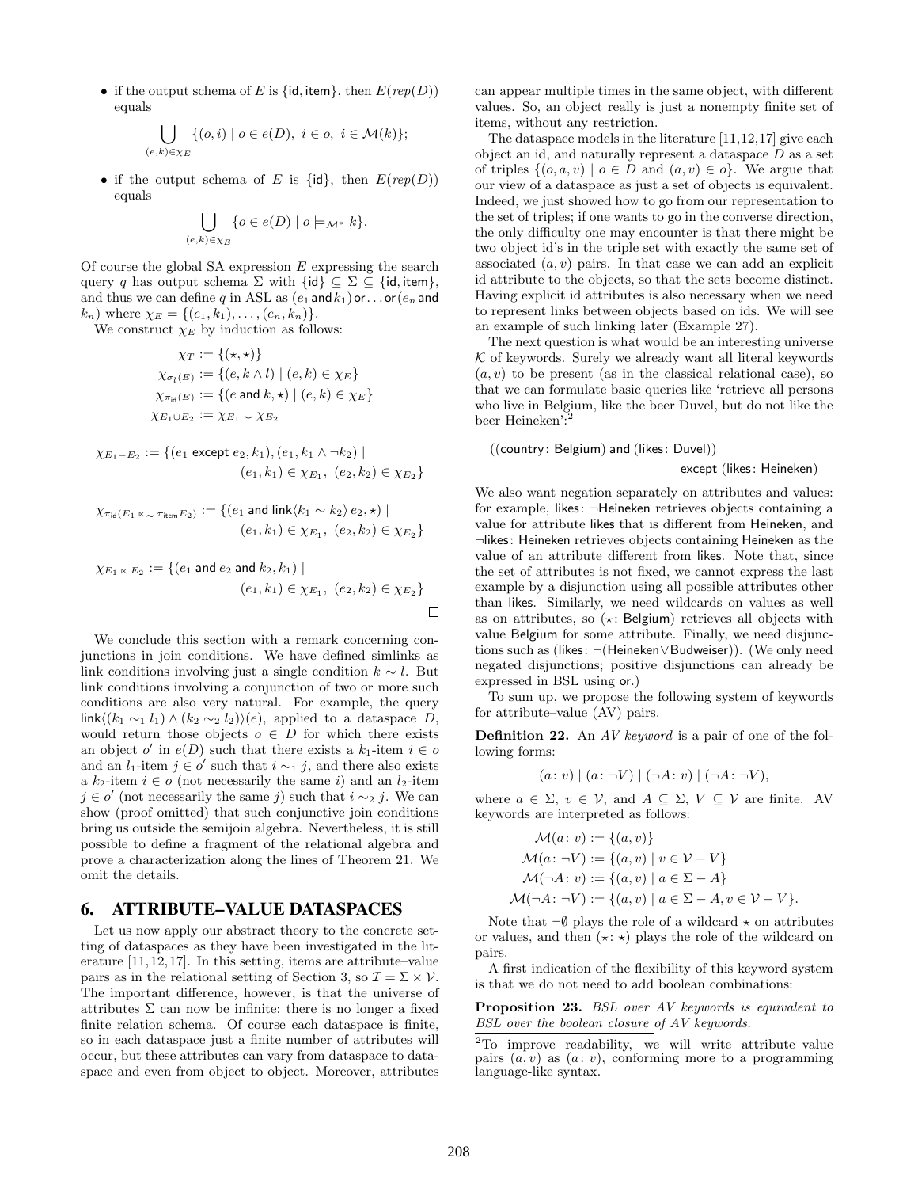- if the output schema of $E$ is $\{\mathsf{id}, \mathsf{item}\}$, then $E(rep(D))$ equals

$$\bigcup_{(e,k)\in\chi_E} \{(o,i) \mid o \in e(D),\ i \in o,\ i \in \mathcal{M}(k)\};$$

- if the output schema of $E$ is $\{\mathsf{id}\}$, then $E(rep(D))$ equals

$$\bigcup_{(e,k)\in\chi_E} \{o \in e(D) \mid o \models_{\mathcal{M}^*} k\}.$$

Of course the global SA expression $E$ expressing the search query $q$ has output schema $\Sigma$ with $\{\mathsf{id}\} \subseteq \Sigma \subseteq \{\mathsf{id}, \mathsf{item}\}$, and thus we can define $q$ in ASL as $(e_1 \,\mathsf{and}\, k_1)\,\mathsf{or}\ldots\mathsf{or}\,(e_n \,\mathsf{and}\, k_n)$ where $\chi_E = \{(e_1, k_1), \ldots, (e_n, k_n)\}$.

We construct $\chi_E$ by induction as follows:

$$\chi_T := \{(\star, \star)\}$$
$$\chi_{\sigma_l(E)} := \{(e, k \wedge l) \mid (e,k) \in \chi_E\}$$
$$\chi_{\pi_{\mathsf{id}}(E)} := \{(e \;\mathsf{and}\; k, \star) \mid (e,k) \in \chi_E\}$$
$$\chi_{E_1 \cup E_2} := \chi_{E_1} \cup \chi_{E_2}$$

$$\chi_{E_1 - E_2} := \{(e_1 \;\mathsf{except}\; e_2, k_1), (e_1, k_1 \wedge \neg k_2) \mid (e_1,k_1) \in \chi_{E_1},\ (e_2,k_2) \in \chi_{E_2}\}$$

$$\chi_{\pi_{\mathsf{id}}(E_1 \ltimes_{\sim} \pi_{\mathsf{item}} E_2)} := \{(e_1 \;\mathsf{and}\; \mathsf{link}\langle k_1 \sim k_2\rangle\, e_2, \star) \mid (e_1,k_1) \in \chi_{E_1},\ (e_2,k_2) \in \chi_{E_2}\}$$

$$\chi_{E_1 \ltimes E_2} := \{(e_1 \;\mathsf{and}\; e_2 \;\mathsf{and}\; k_2, k_1) \mid (e_1,k_1) \in \chi_{E_1},\ (e_2,k_2) \in \chi_{E_2}\}$$

□

We conclude this section with a remark concerning conjunctions in join conditions. We have defined simlinks as link conditions involving just a single condition $k \sim l$. But link conditions involving a conjunction of two or more such conditions are also very natural. For example, the query $\mathsf{link}\langle (k_1 \sim_1 l_1) \wedge (k_2 \sim_2 l_2)\rangle(e)$, applied to a dataspace $D$, would return those objects $o \in D$ for which there exists an object $o'$ in $e(D)$ such that there exists a $k_1$-item $i \in o$ and an $l_1$-item $j \in o'$ such that $i \sim_1 j$, and there also exists a $k_2$-item $i \in o$ (not necessarily the same $i$) and an $l_2$-item $j \in o'$ (not necessarily the same $j$) such that $i \sim_2 j$. We can show (proof omitted) that such conjunctive join conditions bring us outside the semijoin algebra. Nevertheless, it is still possible to define a fragment of the relational algebra and prove a characterization along the lines of Theorem 21. We omit the details.

# 6. ATTRIBUTE–VALUE DATASPACES

Let us now apply our abstract theory to the concrete setting of dataspaces as they have been investigated in the literature [11,12,17]. In this setting, items are attribute–value pairs as in the relational setting of Section 3, so $\mathcal{I} = \Sigma \times \mathcal{V}$. The important difference, however, is that the universe of attributes $\Sigma$ can now be infinite; there is no longer a fixed finite relation schema. Of course each dataspace is finite, so in each dataspace just a finite number of attributes will occur, but these attributes can vary from dataspace to dataspace and even from object to object. Moreover, attributes can appear multiple times in the same object, with different values. So, an object really is just a nonempty finite set of items, without any restriction.

The dataspace models in the literature [11,12,17] give each object an id, and naturally represent a dataspace $D$ as a set of triples $\{(o, a, v) \mid o \in D \text{ and } (a, v) \in o\}$. We argue that our view of a dataspace as just a set of objects is equivalent. Indeed, we just showed how to go from our representation to the set of triples; if one wants to go in the converse direction, the only difficulty one may encounter is that there might be two object id's in the triple set with exactly the same set of associated $(a, v)$ pairs. In that case we can add an explicit id attribute to the objects, so that the sets become distinct. Having explicit id attributes is also necessary when we need to represent links between objects based on ids. We will see an example of such linking later (Example 27).

The next question is what would be an interesting universe $\mathcal{K}$ of keywords. Surely we already want all literal keywords $(a, v)$ to be present (as in the classical relational case), so that we can formulate basic queries like 'retrieve all persons who live in Belgium, like the beer Duvel, but do not like the beer Heineken':[2]

((country: Belgium) and (likes: Duvel))
except (likes: Heineken)

We also want negation separately on attributes and values: for example, likes: ¬Heineken retrieves objects containing a value for attribute likes that is different from Heineken, and ¬likes: Heineken retrieves objects containing Heineken as the value of an attribute different from likes. Note that, since the set of attributes is not fixed, we cannot express the last example by a disjunction using all possible attributes other than likes. Similarly, we need wildcards on values as well as on attributes, so ($\star$: Belgium) retrieves all objects with value Belgium for some attribute. Finally, we need disjunctions such as (likes: ¬(Heineken∨Budweiser)). (We only need negated disjunctions; positive disjunctions can already be expressed in BSL using or.)

To sum up, we propose the following system of keywords for attribute–value (AV) pairs.

**Definition 22.** An *AV keyword* is a pair of one of the following forms:

$$(a\colon v) \mid (a\colon \neg V) \mid (\neg A\colon v) \mid (\neg A\colon \neg V),$$

where $a \in \Sigma$, $v \in \mathcal{V}$, and $A \subseteq \Sigma$, $V \subseteq \mathcal{V}$ are finite. AV keywords are interpreted as follows:

$$\mathcal{M}(a\colon v) := \{(a, v)\}$$
$$\mathcal{M}(a\colon \neg V) := \{(a, v) \mid v \in \mathcal{V} - V\}$$
$$\mathcal{M}(\neg A\colon v) := \{(a, v) \mid a \in \Sigma - A\}$$
$$\mathcal{M}(\neg A\colon \neg V) := \{(a, v) \mid a \in \Sigma - A, v \in \mathcal{V} - V\}.$$

Note that $\neg\emptyset$ plays the role of a wildcard $\star$ on attributes or values, and then $(\star\colon \star)$ plays the role of the wildcard on pairs.

A first indication of the flexibility of this keyword system is that we do not need to add boolean combinations:

**Proposition 23.** *BSL over AV keywords is equivalent to BSL over the boolean closure of AV keywords.*

[2] To improve readability, we will write attribute–value pairs $(a, v)$ as $(a\colon v)$, conforming more to a programming language-like syntax.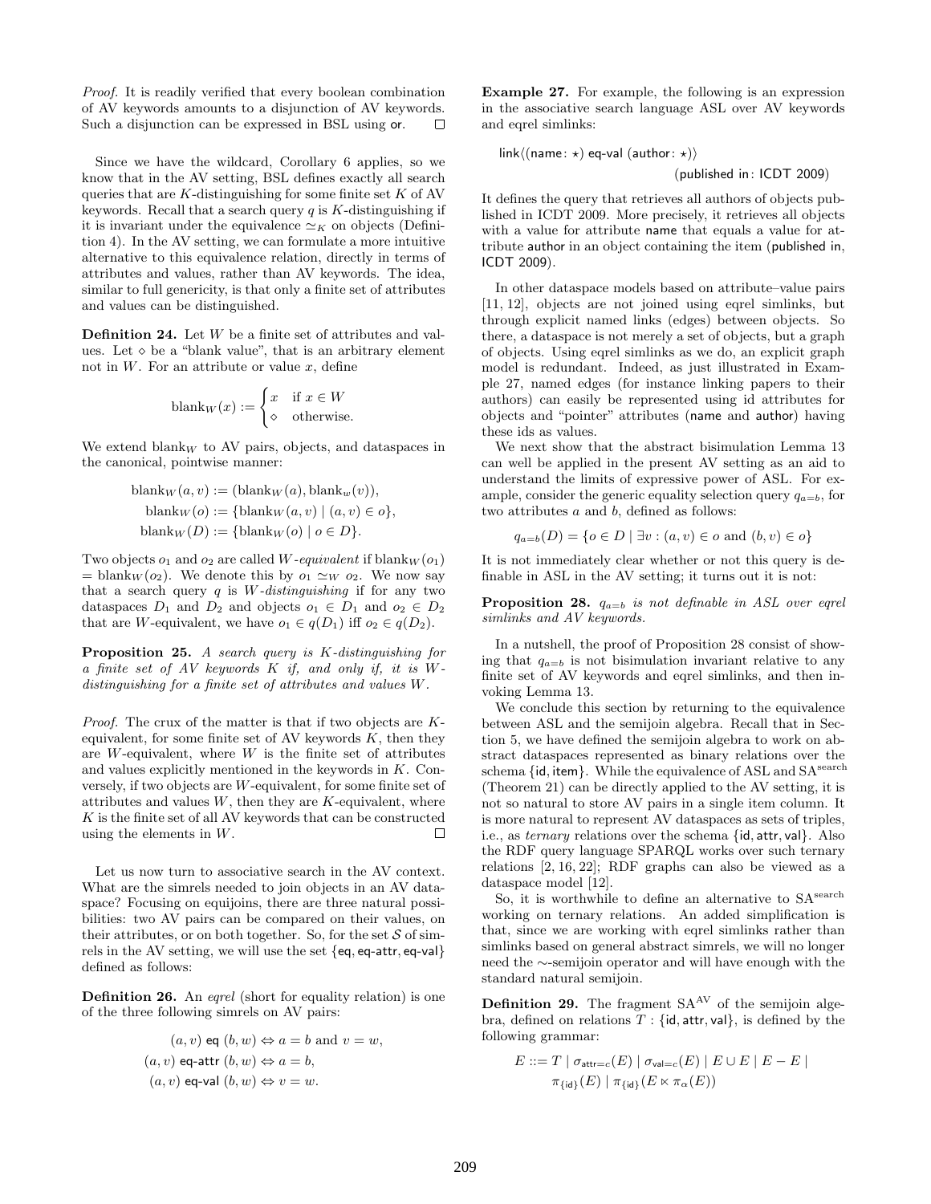*Proof.* It is readily verified that every boolean combination of AV keywords amounts to a disjunction of AV keywords. Such a disjunction can be expressed in BSL using or. □

Since we have the wildcard, Corollary 6 applies, so we know that in the AV setting, BSL defines exactly all search queries that are $K$-distinguishing for some finite set $K$ of AV keywords. Recall that a search query $q$ is $K$-distinguishing if it is invariant under the equivalence $\simeq_K$ on objects (Definition 4). In the AV setting, we can formulate a more intuitive alternative to this equivalence relation, directly in terms of attributes and values, rather than AV keywords. The idea, similar to full genericity, is that only a finite set of attributes and values can be distinguished.

**Definition 24.** Let $W$ be a finite set of attributes and values. Let $\diamond$ be a "blank value", that is an arbitrary element not in $W$. For an attribute or value $x$, define

$$\text{blank}_W(x) := \begin{cases} x & \text{if } x \in W \\ \diamond & \text{otherwise.} \end{cases}$$

We extend $\text{blank}_W$ to AV pairs, objects, and dataspaces in the canonical, pointwise manner:

$$\begin{aligned} \text{blank}_W(a, v) &:= (\text{blank}_W(a), \text{blank}_w(v)), \\ \text{blank}_W(o) &:= \{\text{blank}_W(a, v) \mid (a, v) \in o\}, \\ \text{blank}_W(D) &:= \{\text{blank}_W(o) \mid o \in D\}. \end{aligned}$$

Two objects $o_1$ and $o_2$ are called *$W$-equivalent* if $\text{blank}_W(o_1) = \text{blank}_W(o_2)$. We denote this by $o_1 \simeq_W o_2$. We now say that a search query $q$ is *$W$-distinguishing* if for any two dataspaces $D_1$ and $D_2$ and objects $o_1 \in D_1$ and $o_2 \in D_2$ that are $W$-equivalent, we have $o_1 \in q(D_1)$ iff $o_2 \in q(D_2)$.

**Proposition 25.** *A search query is $K$-distinguishing for a finite set of AV keywords $K$ if, and only if, it is $W$-distinguishing for a finite set of attributes and values $W$.*

*Proof.* The crux of the matter is that if two objects are $K$-equivalent, for some finite set of AV keywords $K$, then they are $W$-equivalent, where $W$ is the finite set of attributes and values explicitly mentioned in the keywords in $K$. Conversely, if two objects are $W$-equivalent, for some finite set of attributes and values $W$, then they are $K$-equivalent, where $K$ is the finite set of all AV keywords that can be constructed using the elements in $W$. □

Let us now turn to associative search in the AV context. What are the simrels needed to join objects in an AV dataspace? Focusing on equijoins, there are three natural possibilities: two AV pairs can be compared on their values, on their attributes, or on both together. So, for the set $\mathcal{S}$ of simrels in the AV setting, we will use the set {eq, eq-attr, eq-val} defined as follows:

**Definition 26.** An *eqrel* (short for equality relation) is one of the three following simrels on AV pairs:

$$\begin{aligned} (a, v) \text{ eq } (b, w) &\Leftrightarrow a = b \text{ and } v = w, \\ (a, v) \text{ eq-attr } (b, w) &\Leftrightarrow a = b, \\ (a, v) \text{ eq-val } (b, w) &\Leftrightarrow v = w. \end{aligned}$$

**Example 27.** For example, the following is an expression in the associative search language ASL over AV keywords and eqrel simlinks:

link⟨(name: ⋆) eq-val (author: ⋆)⟩
(published in: ICDT 2009)

It defines the query that retrieves all authors of objects published in ICDT 2009. More precisely, it retrieves all objects with a value for attribute name that equals a value for attribute author in an object containing the item (published in, ICDT 2009).

In other dataspace models based on attribute–value pairs [11, 12], objects are not joined using eqrel simlinks, but through explicit named links (edges) between objects. So there, a dataspace is not merely a set of objects, but a graph of objects. Using eqrel simlinks as we do, an explicit graph model is redundant. Indeed, as just illustrated in Example 27, named edges (for instance linking papers to their authors) can easily be represented using id attributes for objects and "pointer" attributes (name and author) having these ids as values.

We next show that the abstract bisimulation Lemma 13 can well be applied in the present AV setting as an aid to understand the limits of expressive power of ASL. For example, consider the generic equality selection query $q_{a=b}$, for two attributes $a$ and $b$, defined as follows:

$$q_{a=b}(D) = \{o \in D \mid \exists v : (a, v) \in o \text{ and } (b, v) \in o\}$$

It is not immediately clear whether or not this query is definable in ASL in the AV setting; it turns out it is not:

**Proposition 28.** *$q_{a=b}$ is not definable in ASL over eqrel simlinks and AV keywords.*

In a nutshell, the proof of Proposition 28 consist of showing that $q_{a=b}$ is not bisimulation invariant relative to any finite set of AV keywords and eqrel simlinks, and then invoking Lemma 13.

We conclude this section by returning to the equivalence between ASL and the semijoin algebra. Recall that in Section 5, we have defined the semijoin algebra to work on abstract dataspaces represented as binary relations over the schema {id, item}. While the equivalence of ASL and $\text{SA}^{\text{search}}$ (Theorem 21) can be directly applied to the AV setting, it is not so natural to store AV pairs in a single item column. It is more natural to represent AV dataspaces as sets of triples, i.e., as *ternary* relations over the schema {id, attr, val}. Also the RDF query language SPARQL works over such ternary relations [2, 16, 22]; RDF graphs can also be viewed as a dataspace model [12].

So, it is worthwhile to define an alternative to $\text{SA}^{\text{search}}$ working on ternary relations. An added simplification is that, since we are working with eqrel simlinks rather than simlinks based on general abstract simrels, we will no longer need the $\sim$-semijoin operator and will have enough with the standard natural semijoin.

**Definition 29.** The fragment $\text{SA}^{\text{AV}}$ of the semijoin algebra, defined on relations $T$ : {id, attr, val}, is defined by the following grammar:

$$\begin{aligned} E ::= T \mid \sigma_{\mathsf{attr}=c}(E) \mid \sigma_{\mathsf{val}=c}(E) \mid E \cup E \mid E - E \mid \\ \pi_{\{\mathsf{id}\}}(E) \mid \pi_{\{\mathsf{id}\}}(E \ltimes \pi_\alpha(E)) \end{aligned}$$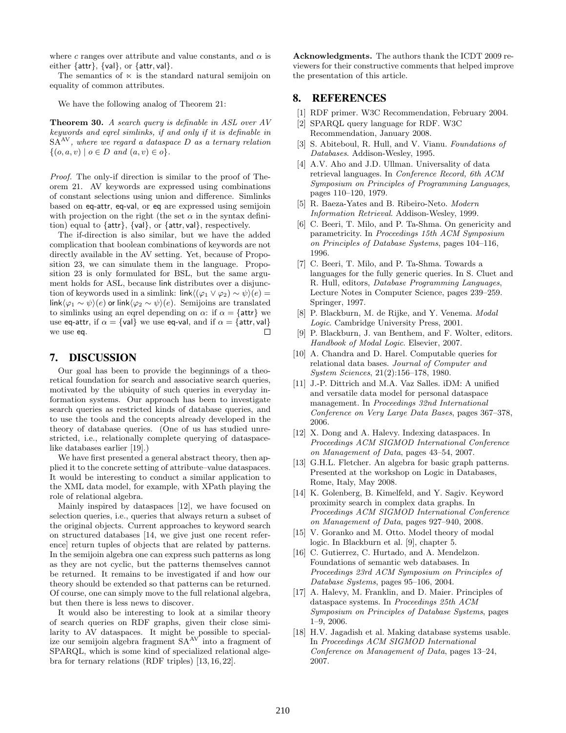where $c$ ranges over attribute and value constants, and $\alpha$ is either $\{\mathsf{attr}\}$, $\{\mathsf{val}\}$, or $\{\mathsf{attr}, \mathsf{val}\}$.

The semantics of $\ltimes$ is the standard natural semijoin on equality of common attributes.

We have the following analog of Theorem 21:

**Theorem 30.** *A search query is definable in ASL over AV keywords and eqrel simlinks, if and only if it is definable in* $\mathrm{SA}^{\mathrm{AV}}$*, where we regard a dataspace $D$ as a ternary relation* $\{(o, a, v) \mid o \in D \text{ and } (a, v) \in o\}$.

*Proof.* The only-if direction is similar to the proof of Theorem 21. AV keywords are expressed using combinations of constant selections using union and difference. Simlinks based on eq-attr, eq-val, or eq are expressed using semijoin with projection on the right (the set $\alpha$ in the syntax definition) equal to $\{\mathsf{attr}\}$, $\{\mathsf{val}\}$, or $\{\mathsf{attr}, \mathsf{val}\}$, respectively.

The if-direction is also similar, but we have the added complication that boolean combinations of keywords are not directly available in the AV setting. Yet, because of Proposition 23, we can simulate them in the language. Proposition 23 is only formulated for BSL, but the same argument holds for ASL, because link distributes over a disjunction of keywords used in a simlink: $\mathsf{link}\langle(\varphi_1 \vee \varphi_2) \sim \psi\rangle(e) = \mathsf{link}\langle\varphi_1 \sim \psi\rangle(e)$ or $\mathsf{link}\langle\varphi_2 \sim \psi\rangle(e)$. Semijoins are translated to simlinks using an eqrel depending on $\alpha$: if $\alpha = \{\mathsf{attr}\}$ we use eq-attr, if $\alpha = \{\mathsf{val}\}$ we use eq-val, and if $\alpha = \{\mathsf{attr}, \mathsf{val}\}$ we use eq. $\square$

## 7. DISCUSSION

Our goal has been to provide the beginnings of a theoretical foundation for search and associative search queries, motivated by the ubiquity of such queries in everyday information systems. Our approach has been to investigate search queries as restricted kinds of database queries, and to use the tools and the concepts already developed in the theory of database queries. (One of us has studied unrestricted, i.e., relationally complete querying of dataspace-like databases earlier [19].)

We have first presented a general abstract theory, then applied it to the concrete setting of attribute–value dataspaces. It would be interesting to conduct a similar application to the XML data model, for example, with XPath playing the role of relational algebra.

Mainly inspired by dataspaces [12], we have focused on selection queries, i.e., queries that always return a subset of the original objects. Current approaches to keyword search on structured databases [14, we give just one recent reference] return tuples of objects that are related by patterns. In the semijoin algebra one can express such patterns as long as they are not cyclic, but the patterns themselves cannot be returned. It remains to be investigated if and how our theory should be extended so that patterns can be returned. Of course, one can simply move to the full relational algebra, but then there is less news to discover.

It would also be interesting to look at a similar theory of search queries on RDF graphs, given their close similarity to AV dataspaces. It might be possible to specialize our semijoin algebra fragment $\mathrm{SA}^{\mathrm{AV}}$ into a fragment of SPARQL, which is some kind of specialized relational algebra for ternary relations (RDF triples) [13, 16, 22].

**Acknowledgments.** The authors thank the ICDT 2009 reviewers for their constructive comments that helped improve the presentation of this article.

## 8. REFERENCES

[1] RDF primer. W3C Recommendation, February 2004.

[2] SPARQL query language for RDF. W3C Recommendation, January 2008.

[3] S. Abiteboul, R. Hull, and V. Vianu. *Foundations of Databases*. Addison-Wesley, 1995.

[4] A.V. Aho and J.D. Ullman. Universality of data retrieval languages. In *Conference Record, 6th ACM Symposium on Principles of Programming Languages*, pages 110–120, 1979.

[5] R. Baeza-Yates and B. Ribeiro-Neto. *Modern Information Retrieval*. Addison-Wesley, 1999.

[6] C. Beeri, T. Milo, and P. Ta-Shma. On genericity and parametricity. In *Proceedings 15th ACM Symposium on Principles of Database Systems*, pages 104–116, 1996.

[7] C. Beeri, T. Milo, and P. Ta-Shma. Towards a languages for the fully generic queries. In S. Cluet and R. Hull, editors, *Database Programming Languages*, Lecture Notes in Computer Science, pages 239–259. Springer, 1997.

[8] P. Blackburn, M. de Rijke, and Y. Venema. *Modal Logic*. Cambridge University Press, 2001.

[9] P. Blackburn, J. van Benthem, and F. Wolter, editors. *Handbook of Modal Logic*. Elsevier, 2007.

[10] A. Chandra and D. Harel. Computable queries for relational data bases. *Journal of Computer and System Sciences*, 21(2):156–178, 1980.

[11] J.-P. Dittrich and M.A. Vaz Salles. iDM: A unified and versatile data model for personal dataspace management. In *Proceedings 32nd International Conference on Very Large Data Bases*, pages 367–378, 2006.

[12] X. Dong and A. Halevy. Indexing dataspaces. In *Proceedings ACM SIGMOD International Conference on Management of Data*, pages 43–54, 2007.

[13] G.H.L. Fletcher. An algebra for basic graph patterns. Presented at the workshop on Logic in Databases, Rome, Italy, May 2008.

[14] K. Golenberg, B. Kimelfeld, and Y. Sagiv. Keyword proximity search in complex data graphs. In *Proceedings ACM SIGMOD International Conference on Management of Data*, pages 927–940, 2008.

[15] V. Goranko and M. Otto. Model theory of modal logic. In Blackburn et al. [9], chapter 5.

[16] C. Gutierrez, C. Hurtado, and A. Mendelzon. Foundations of semantic web databases. In *Proceedings 23rd ACM Symposium on Principles of Database Systems*, pages 95–106, 2004.

[17] A. Halevy, M. Franklin, and D. Maier. Principles of dataspace systems. In *Proceedings 25th ACM Symposium on Principles of Database Systems*, pages 1–9, 2006.

[18] H.V. Jagadish et al. Making database systems usable. In *Proceedings ACM SIGMOD International Conference on Management of Data*, pages 13–24, 2007.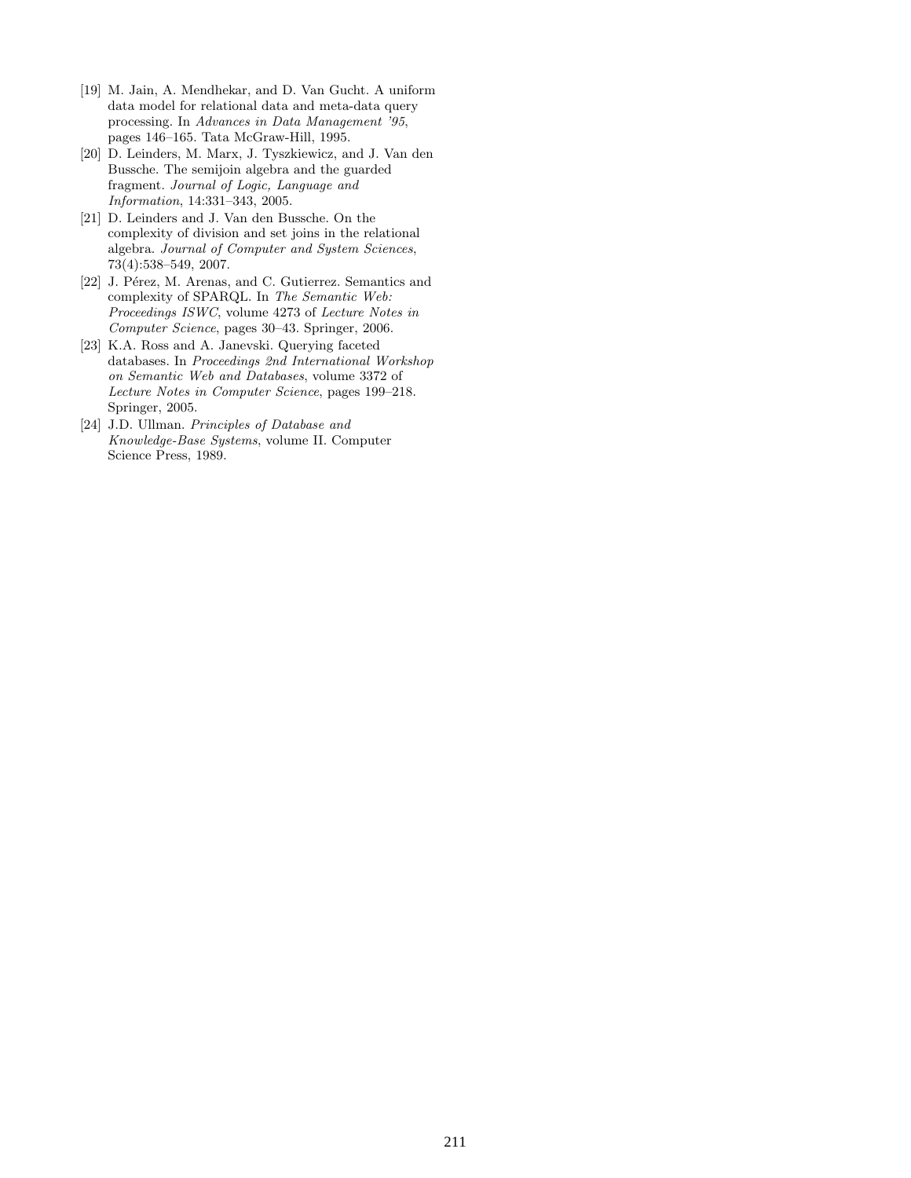[19] M. Jain, A. Mendhekar, and D. Van Gucht. A uniform data model for relational data and meta-data query processing. In *Advances in Data Management '95*, pages 146–165. Tata McGraw-Hill, 1995.

[20] D. Leinders, M. Marx, J. Tyszkiewicz, and J. Van den Bussche. The semijoin algebra and the guarded fragment. *Journal of Logic, Language and Information*, 14:331–343, 2005.

[21] D. Leinders and J. Van den Bussche. On the complexity of division and set joins in the relational algebra. *Journal of Computer and System Sciences*, 73(4):538–549, 2007.

[22] J. Pérez, M. Arenas, and C. Gutierrez. Semantics and complexity of SPARQL. In *The Semantic Web: Proceedings ISWC*, volume 4273 of *Lecture Notes in Computer Science*, pages 30–43. Springer, 2006.

[23] K.A. Ross and A. Janevski. Querying faceted databases. In *Proceedings 2nd International Workshop on Semantic Web and Databases*, volume 3372 of *Lecture Notes in Computer Science*, pages 199–218. Springer, 2005.

[24] J.D. Ullman. *Principles of Database and Knowledge-Base Systems*, volume II. Computer Science Press, 1989.